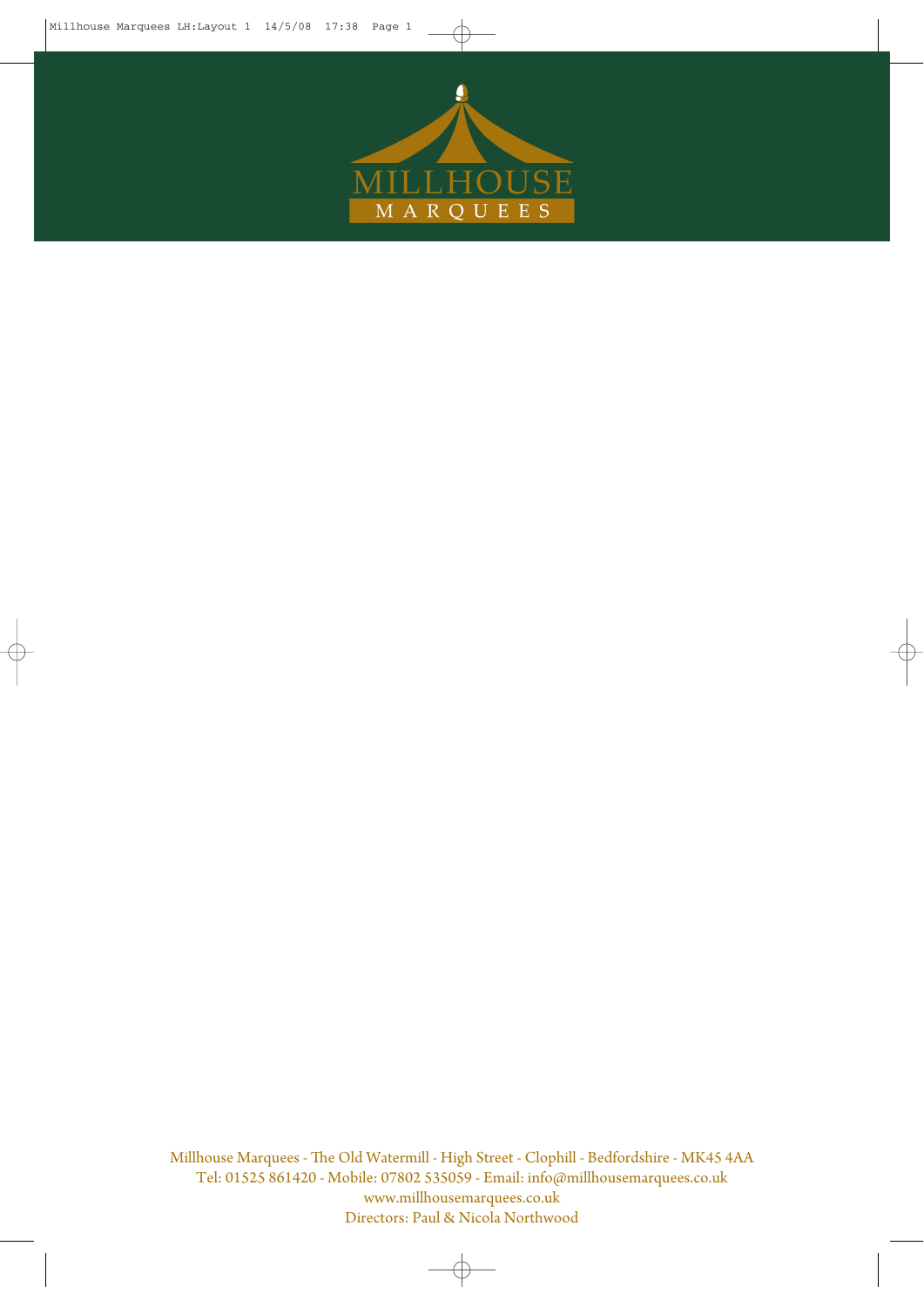MILLHOUSE
MARQUEES

Millhouse Marquees - The Old Watermill - High Street - Clophill - Bedfordshire - MK45 4AA
Tel: 01525 861420 - Mobile: 07802 535059 - Email: info@millhousemarquees.co.uk
www.millhousemarquees.co.uk
Directors: Paul & Nicola Northwood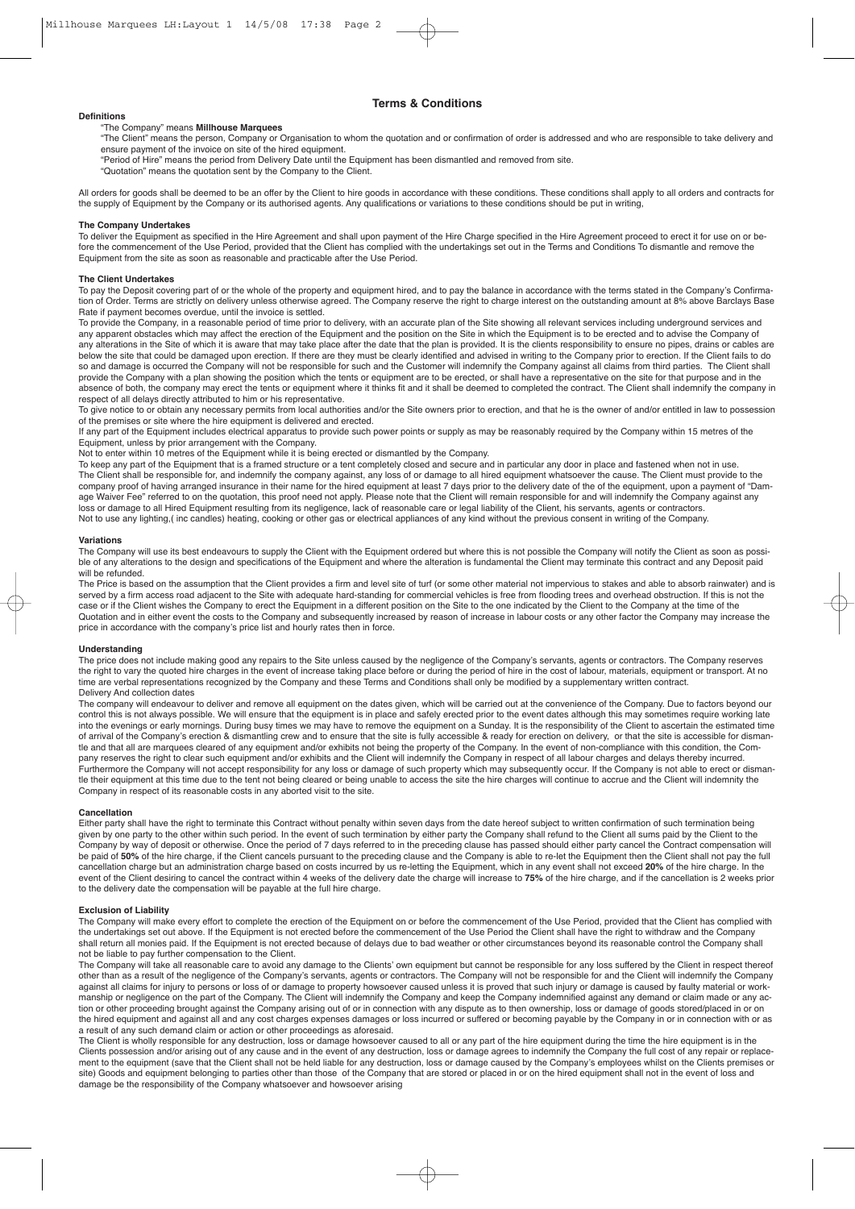# Terms & Conditions

**Definitions**

"The Company" means **Millhouse Marquees**

"The Client" means the person, Company or Organisation to whom the quotation and or confirmation of order is addressed and who are responsible to take delivery and ensure payment of the invoice on site of the hired equipment.

"Period of Hire" means the period from Delivery Date until the Equipment has been dismantled and removed from site.

"Quotation" means the quotation sent by the Company to the Client.

All orders for goods shall be deemed to be an offer by the Client to hire goods in accordance with these conditions. These conditions shall apply to all orders and contracts for the supply of Equipment by the Company or its authorised agents. Any qualifications or variations to these conditions should be put in writing,

**The Company Undertakes**

To deliver the Equipment as specified in the Hire Agreement and shall upon payment of the Hire Charge specified in the Hire Agreement proceed to erect it for use on or before the commencement of the Use Period, provided that the Client has complied with the undertakings set out in the Terms and Conditions To dismantle and remove the Equipment from the site as soon as reasonable and practicable after the Use Period.

**The Client Undertakes**

To pay the Deposit covering part of or the whole of the property and equipment hired, and to pay the balance in accordance with the terms stated in the Company's Confirmation of Order. Terms are strictly on delivery unless otherwise agreed. The Company reserve the right to charge interest on the outstanding amount at 8% above Barclays Base Rate if payment becomes overdue, until the invoice is settled.

To provide the Company, in a reasonable period of time prior to delivery, with an accurate plan of the Site showing all relevant services including underground services and any apparent obstacles which may affect the erection of the Equipment and the position on the Site in which the Equipment is to be erected and to advise the Company of any alterations in the Site of which it is aware that may take place after the date that the plan is provided. It is the clients responsibility to ensure no pipes, drains or cables are below the site that could be damaged upon erection. If there are they must be clearly identified and advised in writing to the Company prior to erection. If the Client fails to do so and damage is occurred the Company will not be responsible for such and the Customer will indemnify the Company against all claims from third parties. The Client shall provide the Company with a plan showing the position which the tents or equipment are to be erected, or shall have a representative on the site for that purpose and in the absence of both, the company may erect the tents or equipment where it thinks fit and it shall be deemed to completed the contract. The Client shall indemnify the company in respect of all delays directly attributed to him or his representative.

To give notice to or obtain any necessary permits from local authorities and/or the Site owners prior to erection, and that he is the owner of and/or entitled in law to possession of the premises or site where the hire equipment is delivered and erected.

If any part of the Equipment includes electrical apparatus to provide such power points or supply as may be reasonably required by the Company within 15 metres of the Equipment, unless by prior arrangement with the Company.

Not to enter within 10 metres of the Equipment while it is being erected or dismantled by the Company.

To keep any part of the Equipment that is a framed structure or a tent completely closed and secure and in particular any door in place and fastened when not in use.

The Client shall be responsible for, and indemnify the company against, any loss of or damage to all hired equipment whatsoever the cause. The Client must provide to the company proof of having arranged insurance in their name for the hired equipment at least 7 days prior to the delivery date of the of the equipment, upon a payment of "Damage Waiver Fee" referred to on the quotation, this proof need not apply. Please note that the Client will remain responsible for and will indemnify the Company against any loss or damage to all Hired Equipment resulting from its negligence, lack of reasonable care or legal liability of the Client, his servants, agents or contractors.

Not to use any lighting,( inc candles) heating, cooking or other gas or electrical appliances of any kind without the previous consent in writing of the Company.

**Variations**

The Company will use its best endeavours to supply the Client with the Equipment ordered but where this is not possible the Company will notify the Client as soon as possible of any alterations to the design and specifications of the Equipment and where the alteration is fundamental the Client may terminate this contract and any Deposit paid will be refunded.

The Price is based on the assumption that the Client provides a firm and level site of turf (or some other material not impervious to stakes and able to absorb rainwater) and is served by a firm access road adjacent to the Site with adequate hard-standing for commercial vehicles is free from flooding trees and overhead obstruction. If this is not the case or if the Client wishes the Company to erect the Equipment in a different position on the Site to the one indicated by the Client to the Company at the time of the Quotation and in either event the costs to the Company and subsequently increased by reason of increase in labour costs or any other factor the Company may increase the price in accordance with the company's price list and hourly rates then in force.

**Understanding**

The price does not include making good any repairs to the Site unless caused by the negligence of the Company's servants, agents or contractors. The Company reserves the right to vary the quoted hire charges in the event of increase taking place before or during the period of hire in the cost of labour, materials, equipment or transport. At no time are verbal representations recognized by the Company and these Terms and Conditions shall only be modified by a supplementary written contract.

Delivery And collection dates

The company will endeavour to deliver and remove all equipment on the dates given, which will be carried out at the convenience of the Company. Due to factors beyond our control this is not always possible. We will ensure that the equipment is in place and safely erected prior to the event dates although this may sometimes require working late into the evenings or early mornings. During busy times we may have to remove the equipment on a Sunday. It is the responsibility of the Client to ascertain the estimated time of arrival of the Company's erection & dismantling crew and to ensure that the site is fully accessible & ready for erection on delivery, or that the site is accessible for dismantle and that all are marquees cleared of any equipment and/or exhibits not being the property of the Company. In the event of non-compliance with this condition, the Company reserves the right to clear such equipment and/or exhibits and the Client will indemnify the Company in respect of all labour charges and delays thereby incurred. Furthermore the Company will not accept responsibility for any loss or damage of such property which may subsequently occur. If the Company is not able to erect or dismantle their equipment at this time due to the tent not being cleared or being unable to access the site the hire charges will continue to accrue and the Client will indemnity the Company in respect of its reasonable costs in any aborted visit to the site.

**Cancellation**

Either party shall have the right to terminate this Contract without penalty within seven days from the date hereof subject to written confirmation of such termination being given by one party to the other within such period. In the event of such termination by either party the Company shall refund to the Client all sums paid by the Client to the Company by way of deposit or otherwise. Once the period of 7 days referred to in the preceding clause has passed should either party cancel the Contract compensation will be paid of **50%** of the hire charge, if the Client cancels pursuant to the preceding clause and the Company is able to re-let the Equipment then the Client shall not pay the full cancellation charge but an administration charge based on costs incurred by us re-letting the Equipment, which in any event shall not exceed **20%** of the hire charge. In the event of the Client desiring to cancel the contract within 4 weeks of the delivery date the charge will increase to **75%** of the hire charge, and if the cancellation is 2 weeks prior to the delivery date the compensation will be payable at the full hire charge.

**Exclusion of Liability**

The Company will make every effort to complete the erection of the Equipment on or before the commencement of the Use Period, provided that the Client has complied with the undertakings set out above. If the Equipment is not erected before the commencement of the Use Period the Client shall have the right to withdraw and the Company shall return all monies paid. If the Equipment is not erected because of delays due to bad weather or other circumstances beyond its reasonable control the Company shall not be liable to pay further compensation to the Client.

The Company will take all reasonable care to avoid any damage to the Clients' own equipment but cannot be responsible for any loss suffered by the Client in respect thereof other than as a result of the negligence of the Company's servants, agents or contractors. The Company will not be responsible for and the Client will indemnify the Company against all claims for injury to persons or loss of or damage to property howsoever caused unless it is proved that such injury or damage is caused by faulty material or workmanship or negligence on the part of the Company. The Client will indemnify the Company and keep the Company indemnified against any demand or claim made or any action or other proceeding brought against the Company arising out of or in connection with any dispute as to then ownership, loss or damage of goods stored/placed in or on the hired equipment and against all and any cost charges expenses damages or loss incurred or suffered or becoming payable by the Company in or in connection with or as a result of any such demand claim or action or other proceedings as aforesaid.

The Client is wholly responsible for any destruction, loss or damage howsoever caused to all or any part of the hire equipment during the time the hire equipment is in the Clients possession and/or arising out of any cause and in the event of any destruction, loss or damage agrees to indemnify the Company the full cost of any repair or replacement to the equipment (save that the Client shall not be held liable for any destruction, loss or damage caused by the Company's employees whilst on the Clients premises or site) Goods and equipment belonging to parties other than those of the Company that are stored or placed in or on the hired equipment shall not in the event of loss and damage be the responsibility of the Company whatsoever and howsoever arising